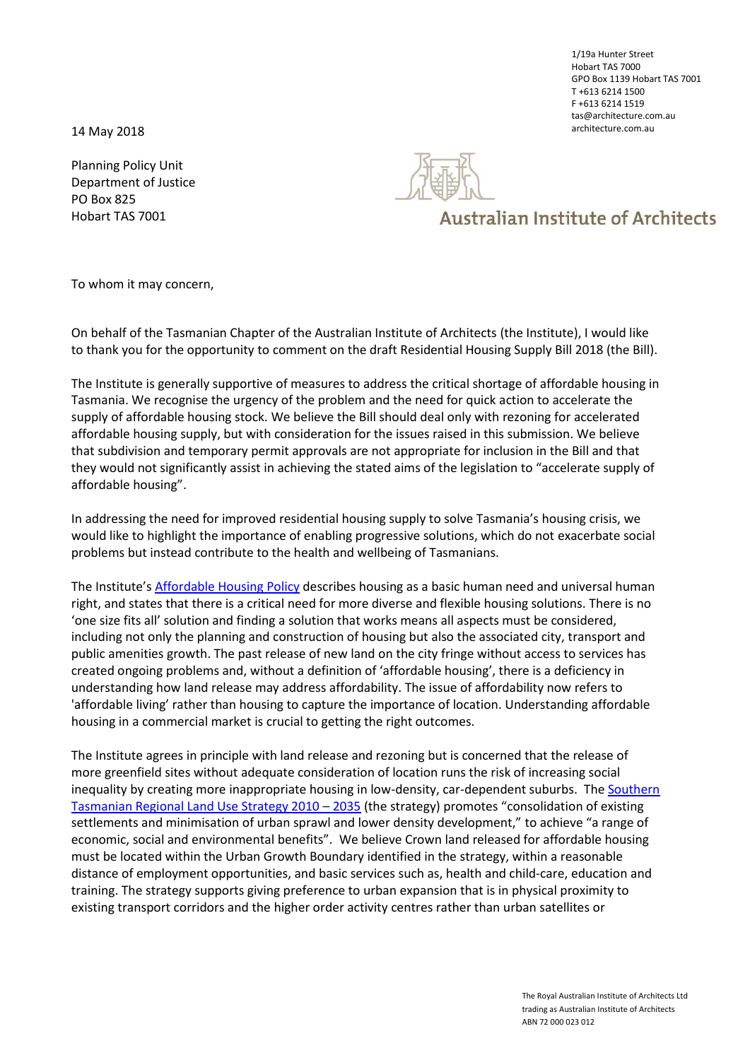1/19a Hunter Street
Hobart TAS 7000
GPO Box 1139 Hobart TAS 7001
T +613 6214 1500
F +613 6214 1519
tas@architecture.com.au
architecture.com.au

14 May 2018

Planning Policy Unit
Department of Justice
PO Box 825
Hobart TAS 7001

**Australian Institute of Architects**

To whom it may concern,

On behalf of the Tasmanian Chapter of the Australian Institute of Architects (the Institute), I would like to thank you for the opportunity to comment on the draft Residential Housing Supply Bill 2018 (the Bill).

The Institute is generally supportive of measures to address the critical shortage of affordable housing in Tasmania. We recognise the urgency of the problem and the need for quick action to accelerate the supply of affordable housing stock. We believe the Bill should deal only with rezoning for accelerated affordable housing supply, but with consideration for the issues raised in this submission. We believe that subdivision and temporary permit approvals are not appropriate for inclusion in the Bill and that they would not significantly assist in achieving the stated aims of the legislation to "accelerate supply of affordable housing".

In addressing the need for improved residential housing supply to solve Tasmania's housing crisis, we would like to highlight the importance of enabling progressive solutions, which do not exacerbate social problems but instead contribute to the health and wellbeing of Tasmanians.

The Institute's Affordable Housing Policy describes housing as a basic human need and universal human right, and states that there is a critical need for more diverse and flexible housing solutions. There is no 'one size fits all' solution and finding a solution that works means all aspects must be considered, including not only the planning and construction of housing but also the associated city, transport and public amenities growth. The past release of new land on the city fringe without access to services has created ongoing problems and, without a definition of 'affordable housing', there is a deficiency in understanding how land release may address affordability. The issue of affordability now refers to 'affordable living' rather than housing to capture the importance of location. Understanding affordable housing in a commercial market is crucial to getting the right outcomes.

The Institute agrees in principle with land release and rezoning but is concerned that the release of more greenfield sites without adequate consideration of location runs the risk of increasing social inequality by creating more inappropriate housing in low-density, car-dependent suburbs. The Southern Tasmanian Regional Land Use Strategy 2010 – 2035 (the strategy) promotes "consolidation of existing settlements and minimisation of urban sprawl and lower density development," to achieve "a range of economic, social and environmental benefits". We believe Crown land released for affordable housing must be located within the Urban Growth Boundary identified in the strategy, within a reasonable distance of employment opportunities, and basic services such as, health and child-care, education and training. The strategy supports giving preference to urban expansion that is in physical proximity to existing transport corridors and the higher order activity centres rather than urban satellites or

The Royal Australian Institute of Architects Ltd
trading as Australian Institute of Architects
ABN 72 000 023 012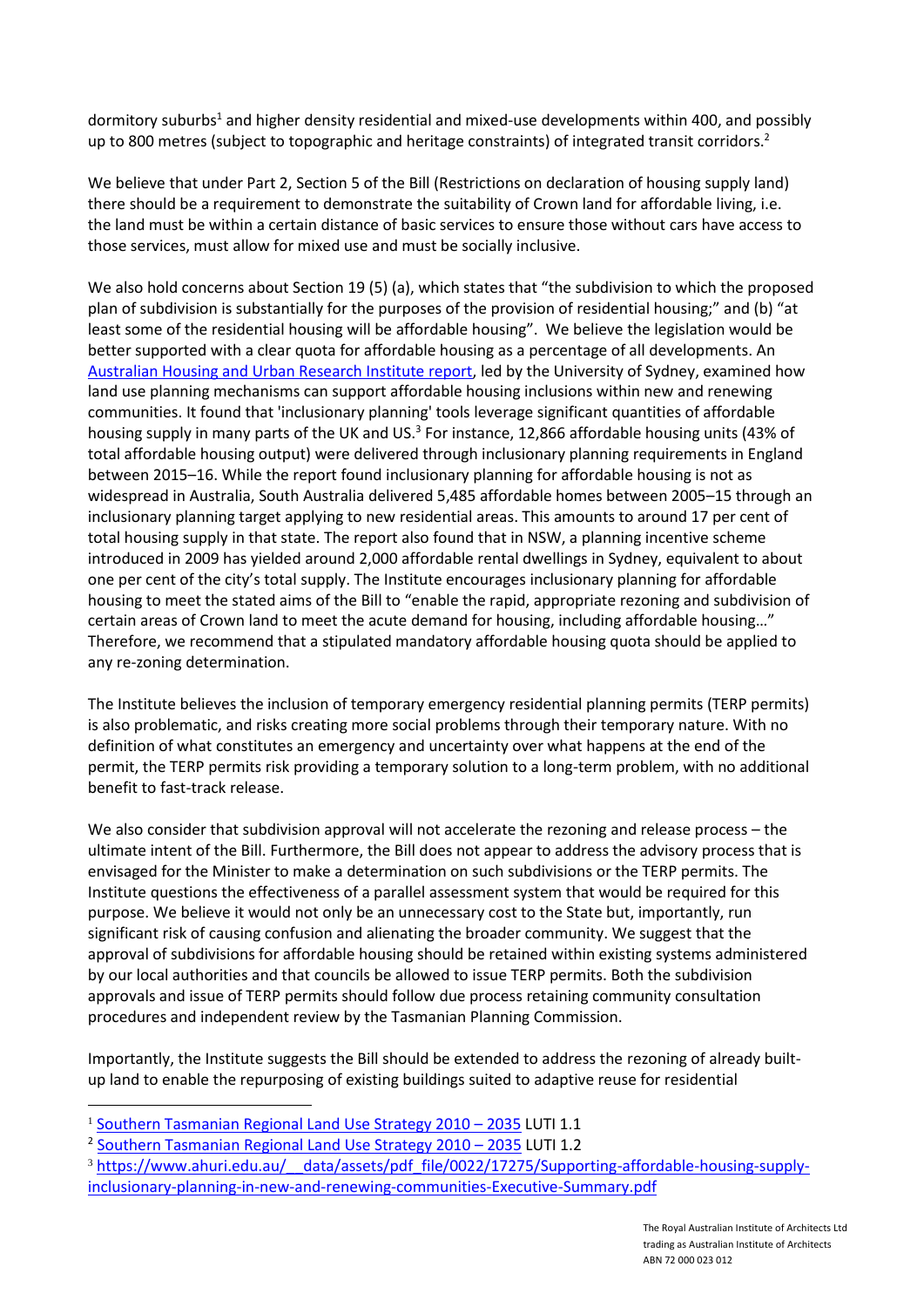dormitory suburbs[1] and higher density residential and mixed-use developments within 400, and possibly up to 800 metres (subject to topographic and heritage constraints) of integrated transit corridors.[2]

We believe that under Part 2, Section 5 of the Bill (Restrictions on declaration of housing supply land) there should be a requirement to demonstrate the suitability of Crown land for affordable living, i.e. the land must be within a certain distance of basic services to ensure those without cars have access to those services, must allow for mixed use and must be socially inclusive.

We also hold concerns about Section 19 (5) (a), which states that "the subdivision to which the proposed plan of subdivision is substantially for the purposes of the provision of residential housing;" and (b) "at least some of the residential housing will be affordable housing". We believe the legislation would be better supported with a clear quota for affordable housing as a percentage of all developments. An Australian Housing and Urban Research Institute report, led by the University of Sydney, examined how land use planning mechanisms can support affordable housing inclusions within new and renewing communities. It found that 'inclusionary planning' tools leverage significant quantities of affordable housing supply in many parts of the UK and US.[3] For instance, 12,866 affordable housing units (43% of total affordable housing output) were delivered through inclusionary planning requirements in England between 2015–16. While the report found inclusionary planning for affordable housing is not as widespread in Australia, South Australia delivered 5,485 affordable homes between 2005–15 through an inclusionary planning target applying to new residential areas. This amounts to around 17 per cent of total housing supply in that state. The report also found that in NSW, a planning incentive scheme introduced in 2009 has yielded around 2,000 affordable rental dwellings in Sydney, equivalent to about one per cent of the city's total supply. The Institute encourages inclusionary planning for affordable housing to meet the stated aims of the Bill to "enable the rapid, appropriate rezoning and subdivision of certain areas of Crown land to meet the acute demand for housing, including affordable housing…" Therefore, we recommend that a stipulated mandatory affordable housing quota should be applied to any re-zoning determination.

The Institute believes the inclusion of temporary emergency residential planning permits (TERP permits) is also problematic, and risks creating more social problems through their temporary nature. With no definition of what constitutes an emergency and uncertainty over what happens at the end of the permit, the TERP permits risk providing a temporary solution to a long-term problem, with no additional benefit to fast-track release.

We also consider that subdivision approval will not accelerate the rezoning and release process – the ultimate intent of the Bill. Furthermore, the Bill does not appear to address the advisory process that is envisaged for the Minister to make a determination on such subdivisions or the TERP permits. The Institute questions the effectiveness of a parallel assessment system that would be required for this purpose. We believe it would not only be an unnecessary cost to the State but, importantly, run significant risk of causing confusion and alienating the broader community. We suggest that the approval of subdivisions for affordable housing should be retained within existing systems administered by our local authorities and that councils be allowed to issue TERP permits. Both the subdivision approvals and issue of TERP permits should follow due process retaining community consultation procedures and independent review by the Tasmanian Planning Commission.

Importantly, the Institute suggests the Bill should be extended to address the rezoning of already built-up land to enable the repurposing of existing buildings suited to adaptive reuse for residential

---

[1] Southern Tasmanian Regional Land Use Strategy 2010 – 2035 LUTI 1.1

[2] Southern Tasmanian Regional Land Use Strategy 2010 – 2035 LUTI 1.2

[3] https://www.ahuri.edu.au/__data/assets/pdf_file/0022/17275/Supporting-affordable-housing-supply-inclusionary-planning-in-new-and-renewing-communities-Executive-Summary.pdf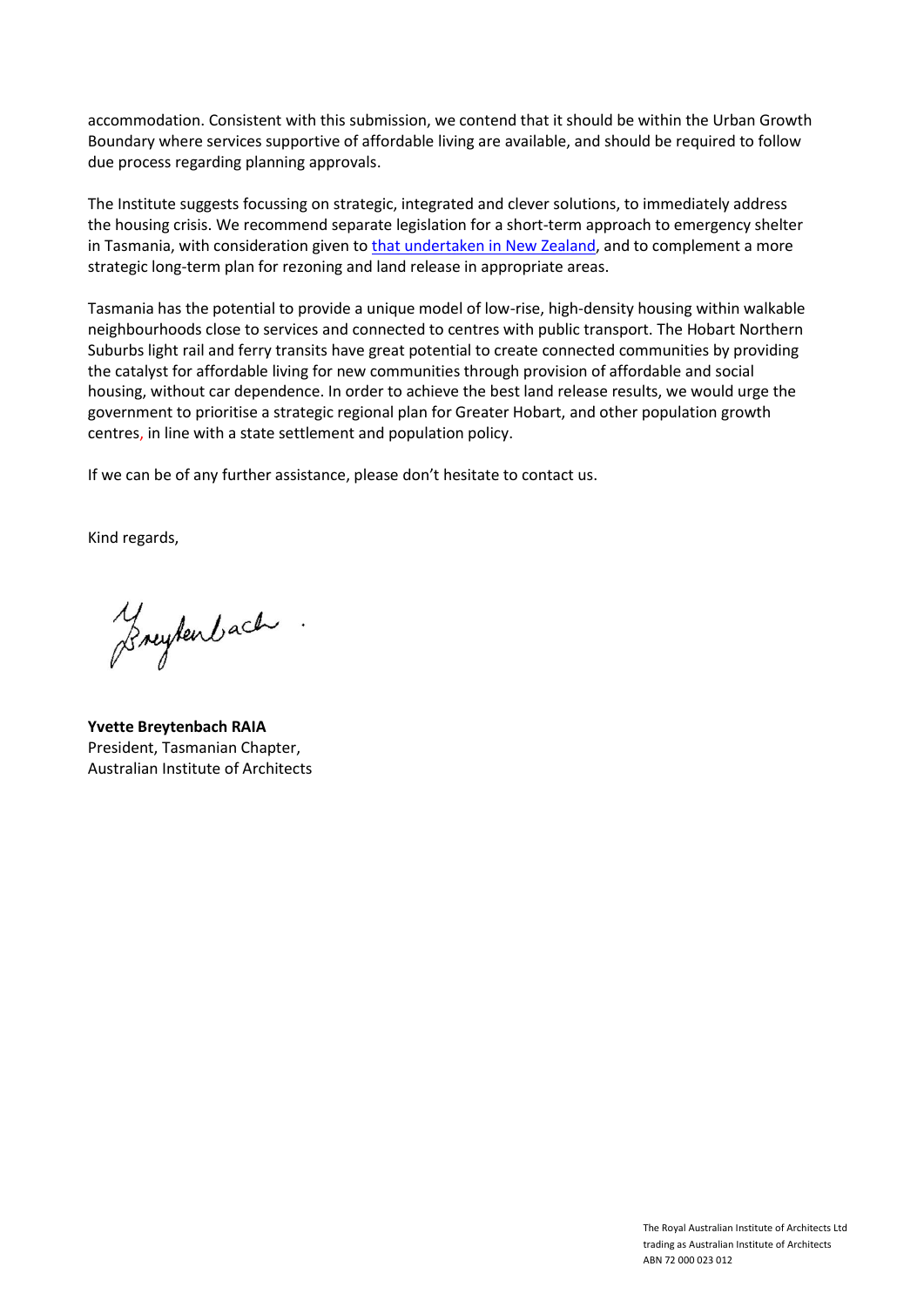accommodation. Consistent with this submission, we contend that it should be within the Urban Growth Boundary where services supportive of affordable living are available, and should be required to follow due process regarding planning approvals.

The Institute suggests focussing on strategic, integrated and clever solutions, to immediately address the housing crisis. We recommend separate legislation for a short-term approach to emergency shelter in Tasmania, with consideration given to that undertaken in New Zealand, and to complement a more strategic long-term plan for rezoning and land release in appropriate areas.

Tasmania has the potential to provide a unique model of low-rise, high-density housing within walkable neighbourhoods close to services and connected to centres with public transport. The Hobart Northern Suburbs light rail and ferry transits have great potential to create connected communities by providing the catalyst for affordable living for new communities through provision of affordable and social housing, without car dependence. In order to achieve the best land release results, we would urge the government to prioritise a strategic regional plan for Greater Hobart, and other population growth centres, in line with a state settlement and population policy.

If we can be of any further assistance, please don't hesitate to contact us.

Kind regards,

**Yvette Breytenbach RAIA**
President, Tasmanian Chapter,
Australian Institute of Architects

The Royal Australian Institute of Architects Ltd
trading as Australian Institute of Architects
ABN 72 000 023 012